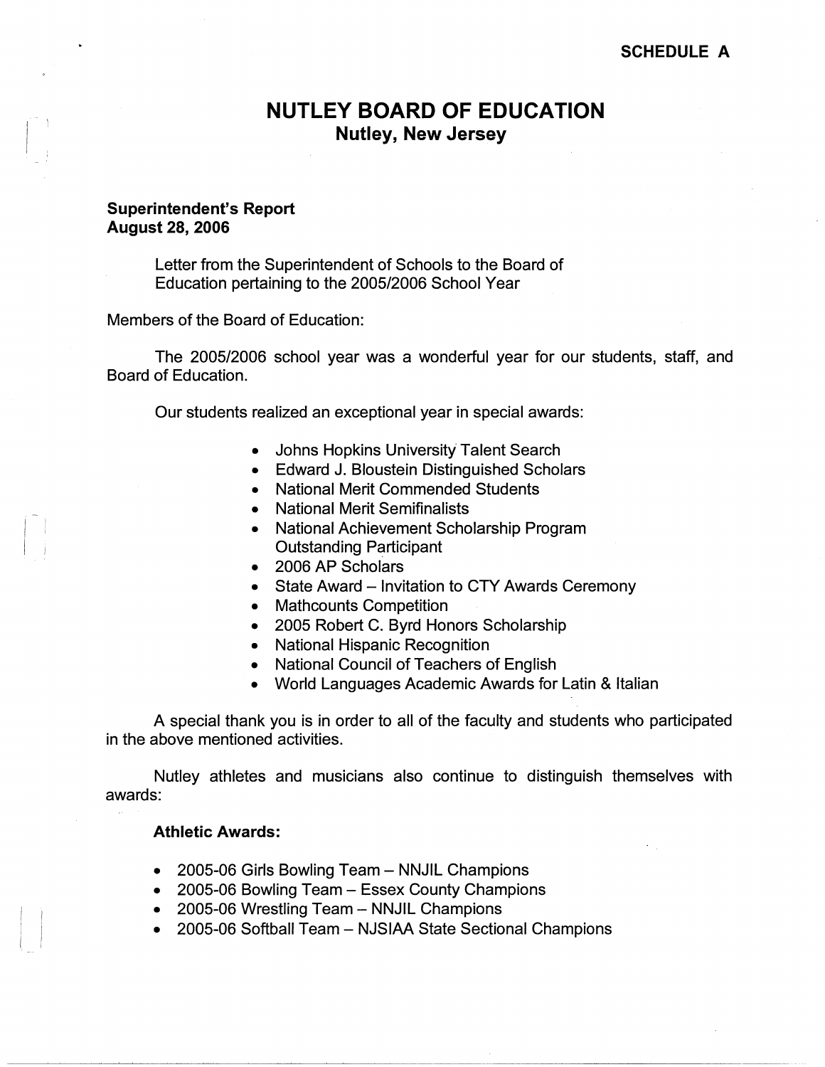SCHEDULE A

# NUTLEY BOARD OF EDUCATION
## Nutley, New Jersey

**Superintendent's Report**
**August 28, 2006**

Letter from the Superintendent of Schools to the Board of Education pertaining to the 2005/2006 School Year

Members of the Board of Education:

The 2005/2006 school year was a wonderful year for our students, staff, and Board of Education.

Our students realized an exceptional year in special awards:

- Johns Hopkins University Talent Search
- Edward J. Bloustein Distinguished Scholars
- National Merit Commended Students
- National Merit Semifinalists
- National Achievement Scholarship Program Outstanding Participant
- 2006 AP Scholars
- State Award – Invitation to CTY Awards Ceremony
- Mathcounts Competition
- 2005 Robert C. Byrd Honors Scholarship
- National Hispanic Recognition
- National Council of Teachers of English
- World Languages Academic Awards for Latin & Italian

A special thank you is in order to all of the faculty and students who participated in the above mentioned activities.

Nutley athletes and musicians also continue to distinguish themselves with awards:

**Athletic Awards:**

- 2005-06 Girls Bowling Team – NNJIL Champions
- 2005-06 Bowling Team – Essex County Champions
- 2005-06 Wrestling Team – NNJIL Champions
- 2005-06 Softball Team – NJSIAA State Sectional Champions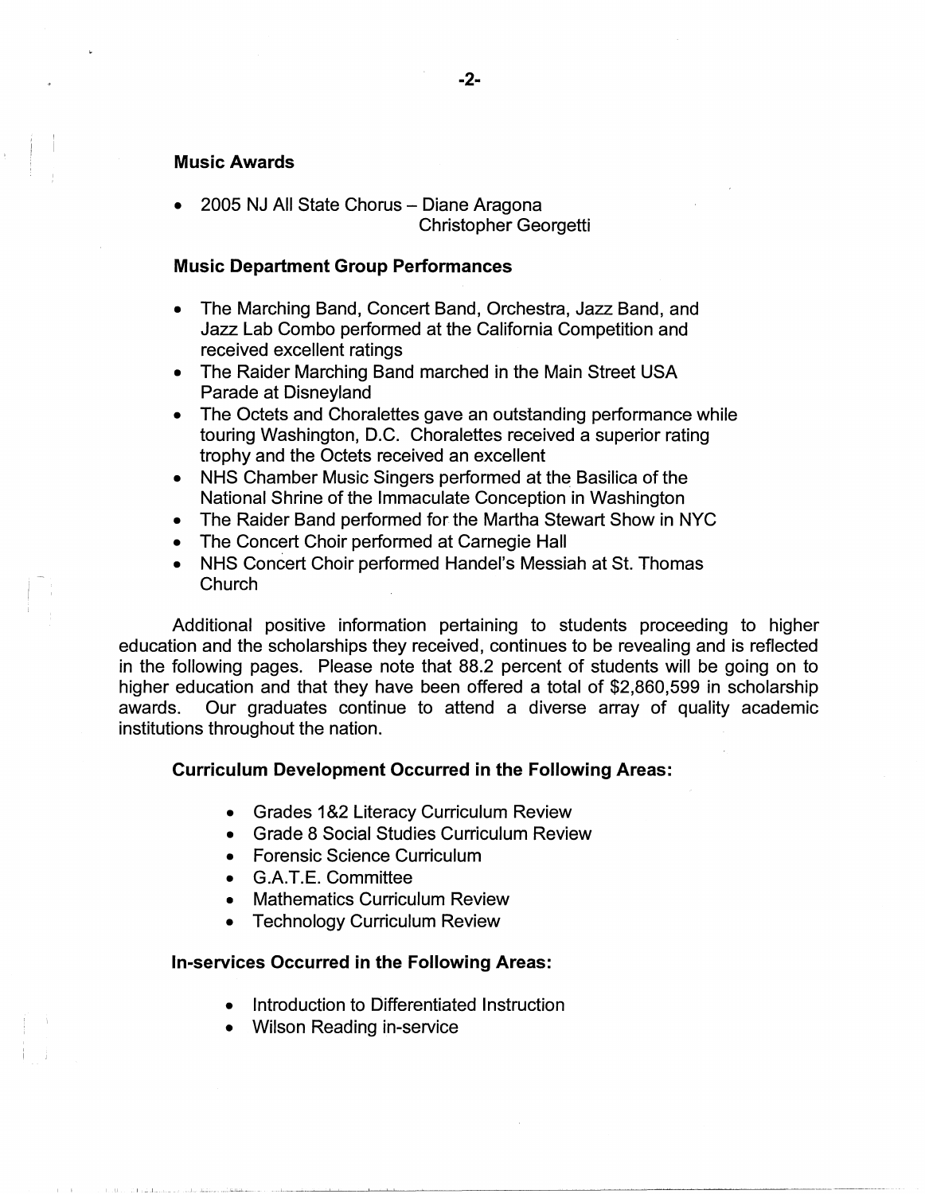### Music Awards

- 2005 NJ All State Chorus – Diane Aragona
  Christopher Georgetti

### Music Department Group Performances

- The Marching Band, Concert Band, Orchestra, Jazz Band, and Jazz Lab Combo performed at the California Competition and received excellent ratings
- The Raider Marching Band marched in the Main Street USA Parade at Disneyland
- The Octets and Choralettes gave an outstanding performance while touring Washington, D.C. Choralettes received a superior rating trophy and the Octets received an excellent
- NHS Chamber Music Singers performed at the Basilica of the National Shrine of the Immaculate Conception in Washington
- The Raider Band performed for the Martha Stewart Show in NYC
- The Concert Choir performed at Carnegie Hall
- NHS Concert Choir performed Handel's Messiah at St. Thomas Church

Additional positive information pertaining to students proceeding to higher education and the scholarships they received, continues to be revealing and is reflected in the following pages. Please note that 88.2 percent of students will be going on to higher education and that they have been offered a total of $2,860,599 in scholarship awards. Our graduates continue to attend a diverse array of quality academic institutions throughout the nation.

### Curriculum Development Occurred in the Following Areas:

- Grades 1&2 Literacy Curriculum Review
- Grade 8 Social Studies Curriculum Review
- Forensic Science Curriculum
- G.A.T.E. Committee
- Mathematics Curriculum Review
- Technology Curriculum Review

### In-services Occurred in the Following Areas:

- Introduction to Differentiated Instruction
- Wilson Reading in-service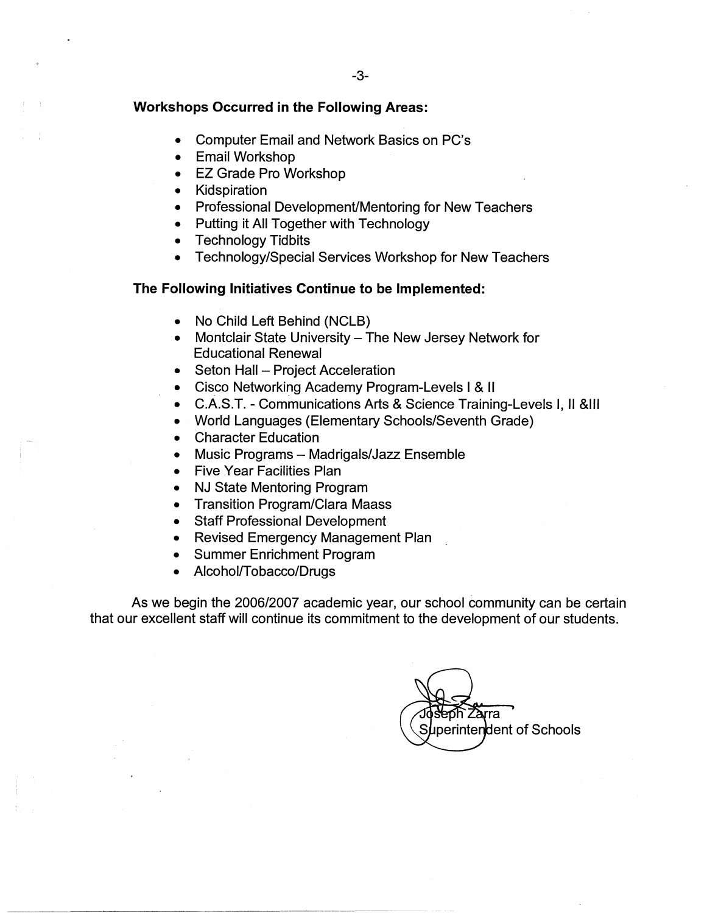**Workshops Occurred in the Following Areas:**

- Computer Email and Network Basics on PC's
- Email Workshop
- EZ Grade Pro Workshop
- Kidspiration
- Professional Development/Mentoring for New Teachers
- Putting it All Together with Technology
- Technology Tidbits
- Technology/Special Services Workshop for New Teachers

**The Following Initiatives Continue to be Implemented:**

- No Child Left Behind (NCLB)
- Montclair State University – The New Jersey Network for Educational Renewal
- Seton Hall – Project Acceleration
- Cisco Networking Academy Program-Levels I & II
- C.A.S.T. - Communications Arts & Science Training-Levels I, II &III
- World Languages (Elementary Schools/Seventh Grade)
- Character Education
- Music Programs – Madrigals/Jazz Ensemble
- Five Year Facilities Plan
- NJ State Mentoring Program
- Transition Program/Clara Maass
- Staff Professional Development
- Revised Emergency Management Plan
- Summer Enrichment Program
- Alcohol/Tobacco/Drugs

As we begin the 2006/2007 academic year, our school community can be certain that our excellent staff will continue its commitment to the development of our students.

Joseph Zarra
Superintendent of Schools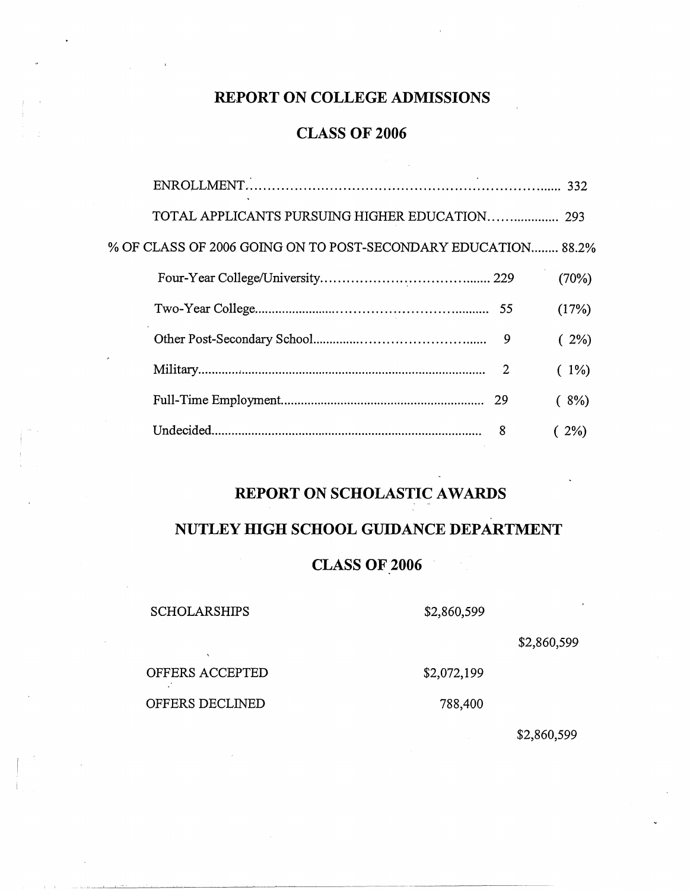# REPORT ON COLLEGE ADMISSIONS

## CLASS OF 2006

| | | |
|---|---|---|
| ENROLLMENT | 332 | |
| TOTAL APPLICANTS PURSUING HIGHER EDUCATION | 293 | |
| % OF CLASS OF 2006 GOING ON TO POST-SECONDARY EDUCATION | 88.2% | |
| Four-Year College/University | 229 | (70%) |
| Two-Year College | 55 | (17%) |
| Other Post-Secondary School | 9 | ( 2%) |
| Military | 2 | ( 1%) |
| Full-Time Employment | 29 | ( 8%) |
| Undecided | 8 | ( 2%) |

# REPORT ON SCHOLASTIC AWARDS

## NUTLEY HIGH SCHOOL GUIDANCE DEPARTMENT

## CLASS OF 2006

| | | |
|---|---|---|
| SCHOLARSHIPS | $2,860,599 | |
| | | $2,860,599 |
| OFFERS ACCEPTED | $2,072,199 | |
| OFFERS DECLINED | 788,400 | |
| | | $2,860,599 |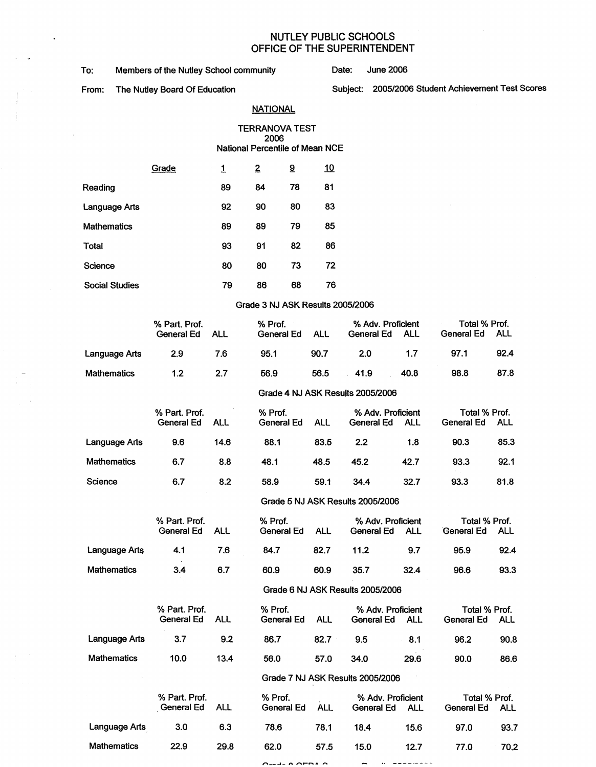# NUTLEY PUBLIC SCHOOLS
## OFFICE OF THE SUPERINTENDENT

To: Members of the Nutley School community

Date: June 2006

From: The Nutley Board Of Education

Subject: 2005/2006 Student Achievement Test Scores

### NATIONAL

**TERRANOVA TEST**
**2006**
**National Percentile of Mean NCE**

| Grade | 1 | 2 | 9 | 10 |
|---|---|---|---|---|
| Reading | 89 | 84 | 78 | 81 |
| Language Arts | 92 | 90 | 80 | 83 |
| Mathematics | 89 | 89 | 79 | 85 |
| Total | 93 | 91 | 82 | 86 |
| Science | 80 | 80 | 73 | 72 |
| Social Studies | 79 | 86 | 68 | 76 |

**Grade 3 NJ ASK Results 2005/2006**

| | % Part. Prof. | | % Prof. | | % Adv. Proficient | | Total % Prof. | |
|---|---|---|---|---|---|---|---|---|
| | General Ed | ALL | General Ed | ALL | General Ed | ALL | General Ed | ALL |
| Language Arts | 2.9 | 7.6 | 95.1 | 90.7 | 2.0 | 1.7 | 97.1 | 92.4 |
| Mathematics | 1.2 | 2.7 | 56.9 | 56.5 | 41.9 | 40.8 | 98.8 | 87.8 |

**Grade 4 NJ ASK Results 2005/2006**

| | % Part. Prof. | | % Prof. | | % Adv. Proficient | | Total % Prof. | |
|---|---|---|---|---|---|---|---|---|
| | General Ed | ALL | General Ed | ALL | General Ed | ALL | General Ed | ALL |
| Language Arts | 9.6 | 14.6 | 88.1 | 83.5 | 2.2 | 1.8 | 90.3 | 85.3 |
| Mathematics | 6.7 | 8.8 | 48.1 | 48.5 | 45.2 | 42.7 | 93.3 | 92.1 |
| Science | 6.7 | 8.2 | 58.9 | 59.1 | 34.4 | 32.7 | 93.3 | 81.8 |

**Grade 5 NJ ASK Results 2005/2006**

| | % Part. Prof. | | % Prof. | | % Adv. Proficient | | Total % Prof. | |
|---|---|---|---|---|---|---|---|---|
| | General Ed | ALL | General Ed | ALL | General Ed | ALL | General Ed | ALL |
| Language Arts | 4.1 | 7.6 | 84.7 | 82.7 | 11.2 | 9.7 | 95.9 | 92.4 |
| Mathematics | 3.4 | 6.7 | 60.9 | 60.9 | 35.7 | 32.4 | 96.6 | 93.3 |

**Grade 6 NJ ASK Results 2005/2006**

| | % Part. Prof. | | % Prof. | | % Adv. Proficient | | Total % Prof. | |
|---|---|---|---|---|---|---|---|---|
| | General Ed | ALL | General Ed | ALL | General Ed | ALL | General Ed | ALL |
| Language Arts | 3.7 | 9.2 | 86.7 | 82.7 | 9.5 | 8.1 | 96.2 | 90.8 |
| Mathematics | 10.0 | 13.4 | 56.0 | 57.0 | 34.0 | 29.6 | 90.0 | 86.6 |

**Grade 7 NJ ASK Results 2005/2006**

| | % Part. Prof. | | % Prof. | | % Adv. Proficient | | Total % Prof. | |
|---|---|---|---|---|---|---|---|---|
| | General Ed | ALL | General Ed | ALL | General Ed | ALL | General Ed | ALL |
| Language Arts | 3.0 | 6.3 | 78.6 | 78.1 | 18.4 | 15.6 | 97.0 | 93.7 |
| Mathematics | 22.9 | 29.8 | 62.0 | 57.5 | 15.0 | 12.7 | 77.0 | 70.2 |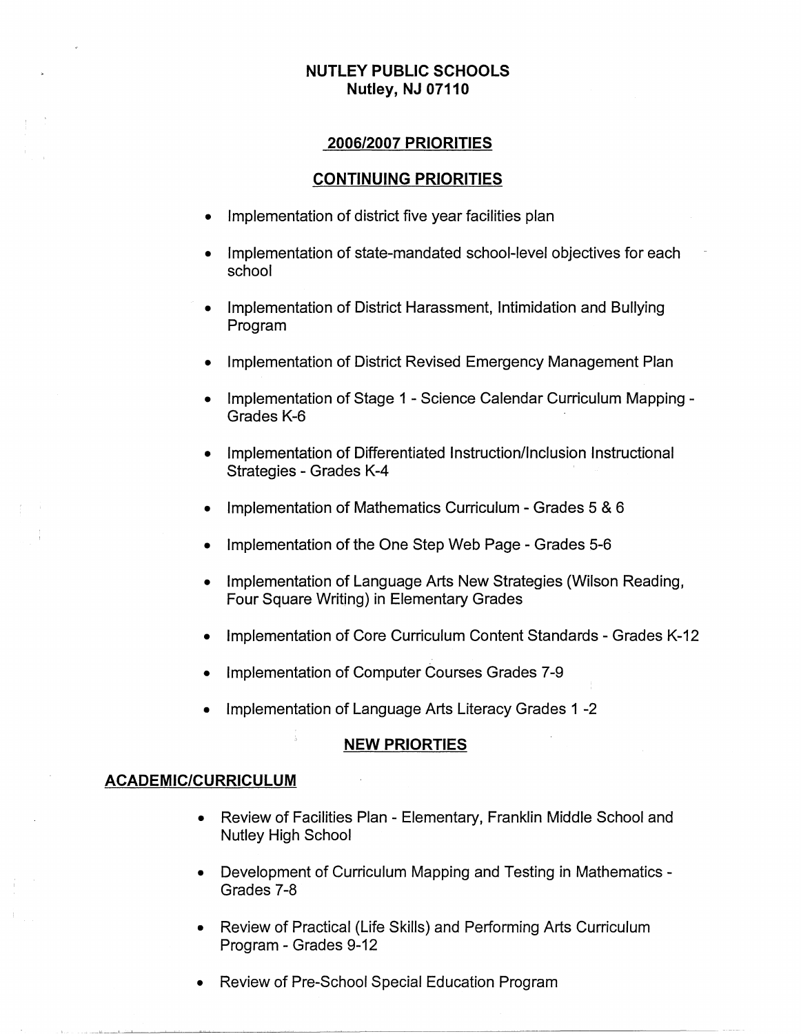# NUTLEY PUBLIC SCHOOLS
## Nutley, NJ 07110

## 2006/2007 PRIORITIES

## CONTINUING PRIORITIES

- Implementation of district five year facilities plan
- Implementation of state-mandated school-level objectives for each school
- Implementation of District Harassment, Intimidation and Bullying Program
- Implementation of District Revised Emergency Management Plan
- Implementation of Stage 1 - Science Calendar Curriculum Mapping - Grades K-6
- Implementation of Differentiated Instruction/Inclusion Instructional Strategies - Grades K-4
- Implementation of Mathematics Curriculum - Grades 5 & 6
- Implementation of the One Step Web Page - Grades 5-6
- Implementation of Language Arts New Strategies (Wilson Reading, Four Square Writing) in Elementary Grades
- Implementation of Core Curriculum Content Standards - Grades K-12
- Implementation of Computer Courses Grades 7-9
- Implementation of Language Arts Literacy Grades 1 -2

## NEW PRIORTIES

### ACADEMIC/CURRICULUM

- Review of Facilities Plan - Elementary, Franklin Middle School and Nutley High School
- Development of Curriculum Mapping and Testing in Mathematics - Grades 7-8
- Review of Practical (Life Skills) and Performing Arts Curriculum Program - Grades 9-12
- Review of Pre-School Special Education Program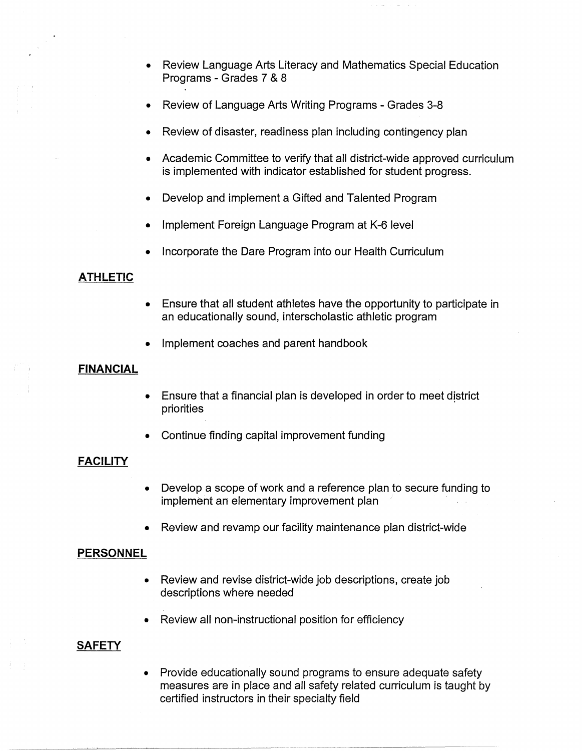- Review Language Arts Literacy and Mathematics Special Education Programs - Grades 7 & 8

- Review of Language Arts Writing Programs - Grades 3-8

- Review of disaster, readiness plan including contingency plan

- Academic Committee to verify that all district-wide approved curriculum is implemented with indicator established for student progress.

- Develop and implement a Gifted and Talented Program

- Implement Foreign Language Program at K-6 level

- Incorporate the Dare Program into our Health Curriculum

**ATHLETIC**

- Ensure that all student athletes have the opportunity to participate in an educationally sound, interscholastic athletic program

- Implement coaches and parent handbook

**FINANCIAL**

- Ensure that a financial plan is developed in order to meet district priorities

- Continue finding capital improvement funding

**FACILITY**

- Develop a scope of work and a reference plan to secure funding to implement an elementary improvement plan

- Review and revamp our facility maintenance plan district-wide

**PERSONNEL**

- Review and revise district-wide job descriptions, create job descriptions where needed

- Review all non-instructional position for efficiency

**SAFETY**

- Provide educationally sound programs to ensure adequate safety measures are in place and all safety related curriculum is taught by certified instructors in their specialty field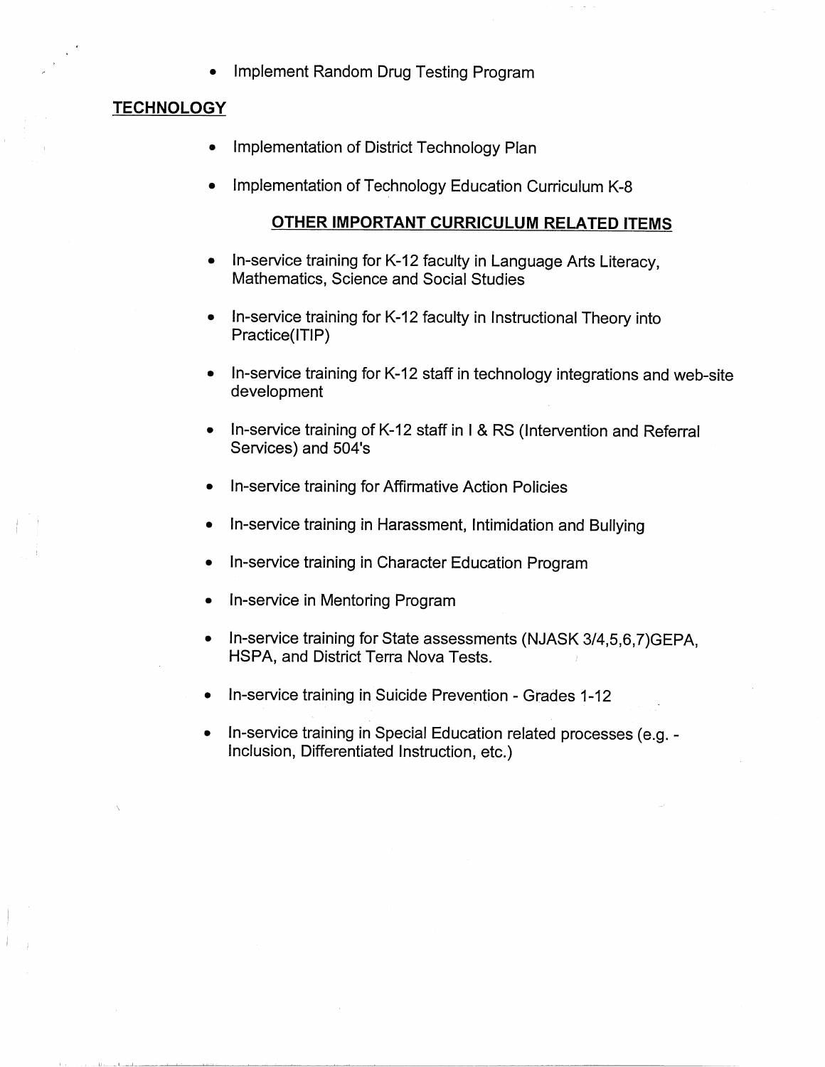- Implement Random Drug Testing Program

**TECHNOLOGY**

- Implementation of District Technology Plan
- Implementation of Technology Education Curriculum K-8

## OTHER IMPORTANT CURRICULUM RELATED ITEMS

- In-service training for K-12 faculty in Language Arts Literacy, Mathematics, Science and Social Studies
- In-service training for K-12 faculty in Instructional Theory into Practice(ITIP)
- In-service training for K-12 staff in technology integrations and web-site development
- In-service training of K-12 staff in I & RS (Intervention and Referral Services) and 504's
- In-service training for Affirmative Action Policies
- In-service training in Harassment, Intimidation and Bullying
- In-service training in Character Education Program
- In-service in Mentoring Program
- In-service training for State assessments (NJASK 3/4,5,6,7)GEPA, HSPA, and District Terra Nova Tests.
- In-service training in Suicide Prevention - Grades 1-12
- In-service training in Special Education related processes (e.g. - Inclusion, Differentiated Instruction, etc.)